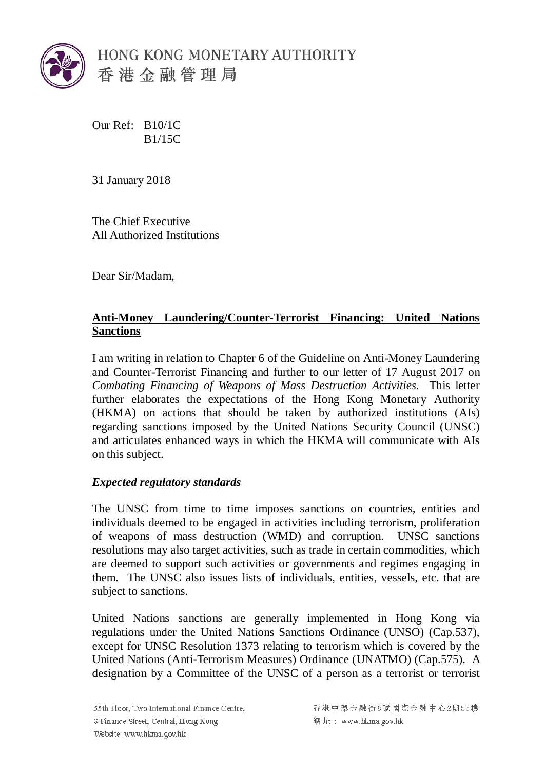HONG KONG MONETARY AUTHORITY
香港金融管理局

Our Ref: B10/1C
B1/15C

31 January 2018

The Chief Executive
All Authorized Institutions

Dear Sir/Madam,

**Anti-Money Laundering/Counter-Terrorist Financing: United Nations Sanctions**

I am writing in relation to Chapter 6 of the Guideline on Anti-Money Laundering and Counter-Terrorist Financing and further to our letter of 17 August 2017 on *Combating Financing of Weapons of Mass Destruction Activities.* This letter further elaborates the expectations of the Hong Kong Monetary Authority (HKMA) on actions that should be taken by authorized institutions (AIs) regarding sanctions imposed by the United Nations Security Council (UNSC) and articulates enhanced ways in which the HKMA will communicate with AIs on this subject.

***Expected regulatory standards***

The UNSC from time to time imposes sanctions on countries, entities and individuals deemed to be engaged in activities including terrorism, proliferation of weapons of mass destruction (WMD) and corruption. UNSC sanctions resolutions may also target activities, such as trade in certain commodities, which are deemed to support such activities or governments and regimes engaging in them. The UNSC also issues lists of individuals, entities, vessels, etc. that are subject to sanctions.

United Nations sanctions are generally implemented in Hong Kong via regulations under the United Nations Sanctions Ordinance (UNSO) (Cap.537), except for UNSC Resolution 1373 relating to terrorism which is covered by the United Nations (Anti-Terrorism Measures) Ordinance (UNATMO) (Cap.575). A designation by a Committee of the UNSC of a person as a terrorist or terrorist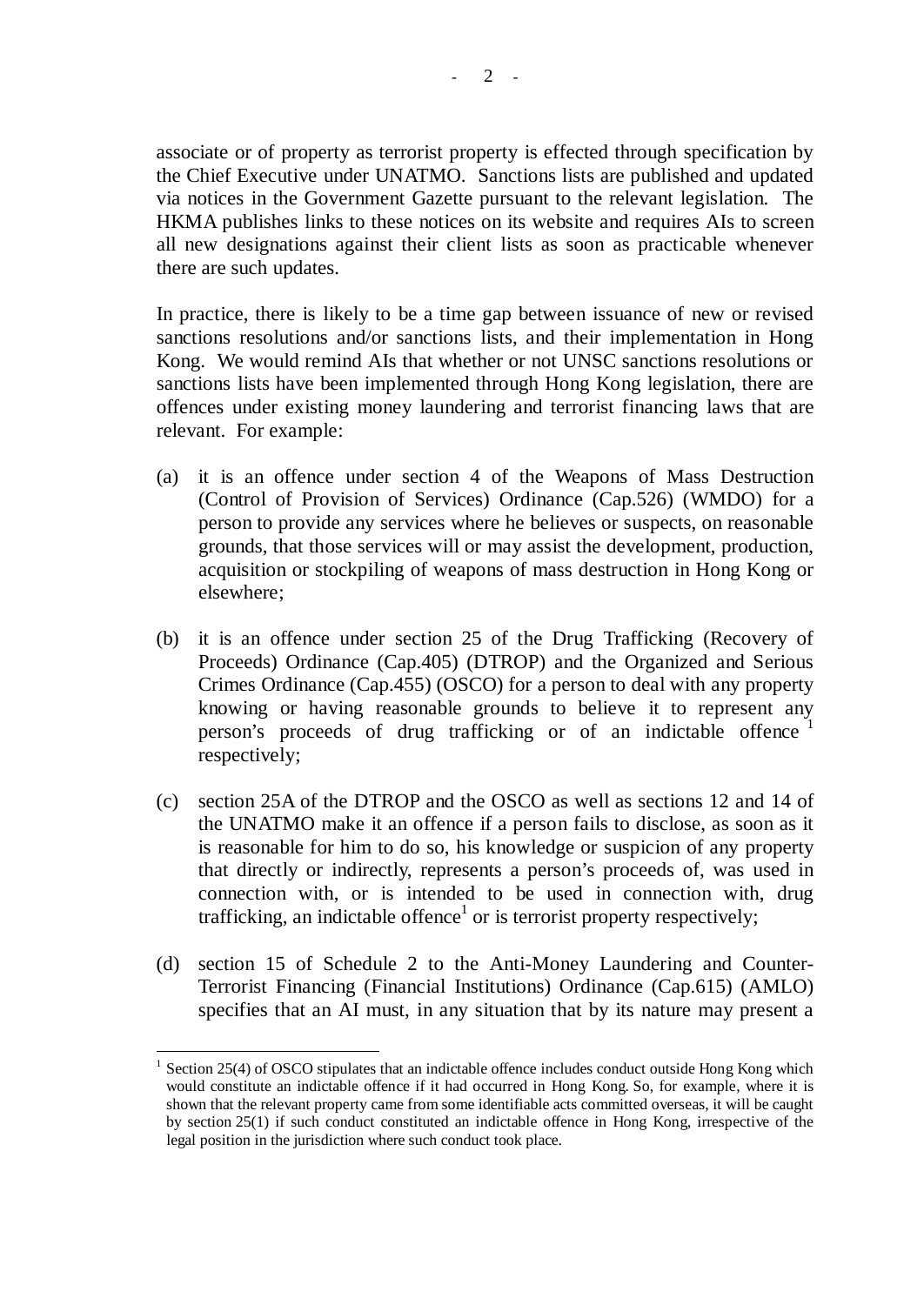associate or of property as terrorist property is effected through specification by the Chief Executive under UNATMO. Sanctions lists are published and updated via notices in the Government Gazette pursuant to the relevant legislation. The HKMA publishes links to these notices on its website and requires AIs to screen all new designations against their client lists as soon as practicable whenever there are such updates.

In practice, there is likely to be a time gap between issuance of new or revised sanctions resolutions and/or sanctions lists, and their implementation in Hong Kong. We would remind AIs that whether or not UNSC sanctions resolutions or sanctions lists have been implemented through Hong Kong legislation, there are offences under existing money laundering and terrorist financing laws that are relevant. For example:

(a) it is an offence under section 4 of the Weapons of Mass Destruction (Control of Provision of Services) Ordinance (Cap.526) (WMDO) for a person to provide any services where he believes or suspects, on reasonable grounds, that those services will or may assist the development, production, acquisition or stockpiling of weapons of mass destruction in Hong Kong or elsewhere;

(b) it is an offence under section 25 of the Drug Trafficking (Recovery of Proceeds) Ordinance (Cap.405) (DTROP) and the Organized and Serious Crimes Ordinance (Cap.455) (OSCO) for a person to deal with any property knowing or having reasonable grounds to believe it to represent any person's proceeds of drug trafficking or of an indictable offence [1] respectively;

(c) section 25A of the DTROP and the OSCO as well as sections 12 and 14 of the UNATMO make it an offence if a person fails to disclose, as soon as it is reasonable for him to do so, his knowledge or suspicion of any property that directly or indirectly, represents a person's proceeds of, was used in connection with, or is intended to be used in connection with, drug trafficking, an indictable offence[1] or is terrorist property respectively;

(d) section 15 of Schedule 2 to the Anti-Money Laundering and Counter-Terrorist Financing (Financial Institutions) Ordinance (Cap.615) (AMLO) specifies that an AI must, in any situation that by its nature may present a

---

[1] Section 25(4) of OSCO stipulates that an indictable offence includes conduct outside Hong Kong which would constitute an indictable offence if it had occurred in Hong Kong. So, for example, where it is shown that the relevant property came from some identifiable acts committed overseas, it will be caught by section 25(1) if such conduct constituted an indictable offence in Hong Kong, irrespective of the legal position in the jurisdiction where such conduct took place.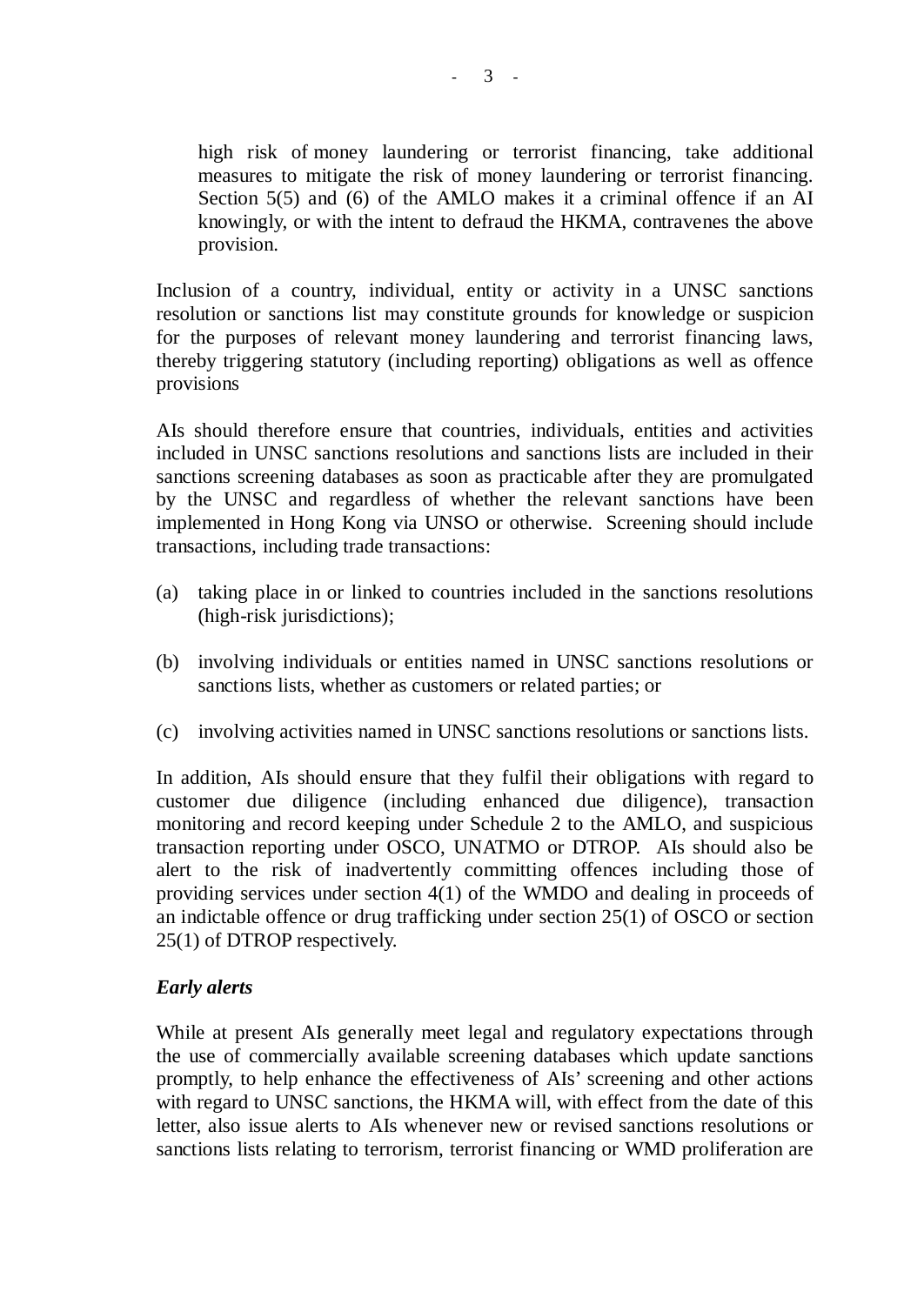high risk of money laundering or terrorist financing, take additional measures to mitigate the risk of money laundering or terrorist financing. Section 5(5) and (6) of the AMLO makes it a criminal offence if an AI knowingly, or with the intent to defraud the HKMA, contravenes the above provision.

Inclusion of a country, individual, entity or activity in a UNSC sanctions resolution or sanctions list may constitute grounds for knowledge or suspicion for the purposes of relevant money laundering and terrorist financing laws, thereby triggering statutory (including reporting) obligations as well as offence provisions

AIs should therefore ensure that countries, individuals, entities and activities included in UNSC sanctions resolutions and sanctions lists are included in their sanctions screening databases as soon as practicable after they are promulgated by the UNSC and regardless of whether the relevant sanctions have been implemented in Hong Kong via UNSO or otherwise. Screening should include transactions, including trade transactions:

(a) taking place in or linked to countries included in the sanctions resolutions (high-risk jurisdictions);

(b) involving individuals or entities named in UNSC sanctions resolutions or sanctions lists, whether as customers or related parties; or

(c) involving activities named in UNSC sanctions resolutions or sanctions lists.

In addition, AIs should ensure that they fulfil their obligations with regard to customer due diligence (including enhanced due diligence), transaction monitoring and record keeping under Schedule 2 to the AMLO, and suspicious transaction reporting under OSCO, UNATMO or DTROP. AIs should also be alert to the risk of inadvertently committing offences including those of providing services under section 4(1) of the WMDO and dealing in proceeds of an indictable offence or drug trafficking under section 25(1) of OSCO or section 25(1) of DTROP respectively.

***Early alerts***

While at present AIs generally meet legal and regulatory expectations through the use of commercially available screening databases which update sanctions promptly, to help enhance the effectiveness of AIs' screening and other actions with regard to UNSC sanctions, the HKMA will, with effect from the date of this letter, also issue alerts to AIs whenever new or revised sanctions resolutions or sanctions lists relating to terrorism, terrorist financing or WMD proliferation are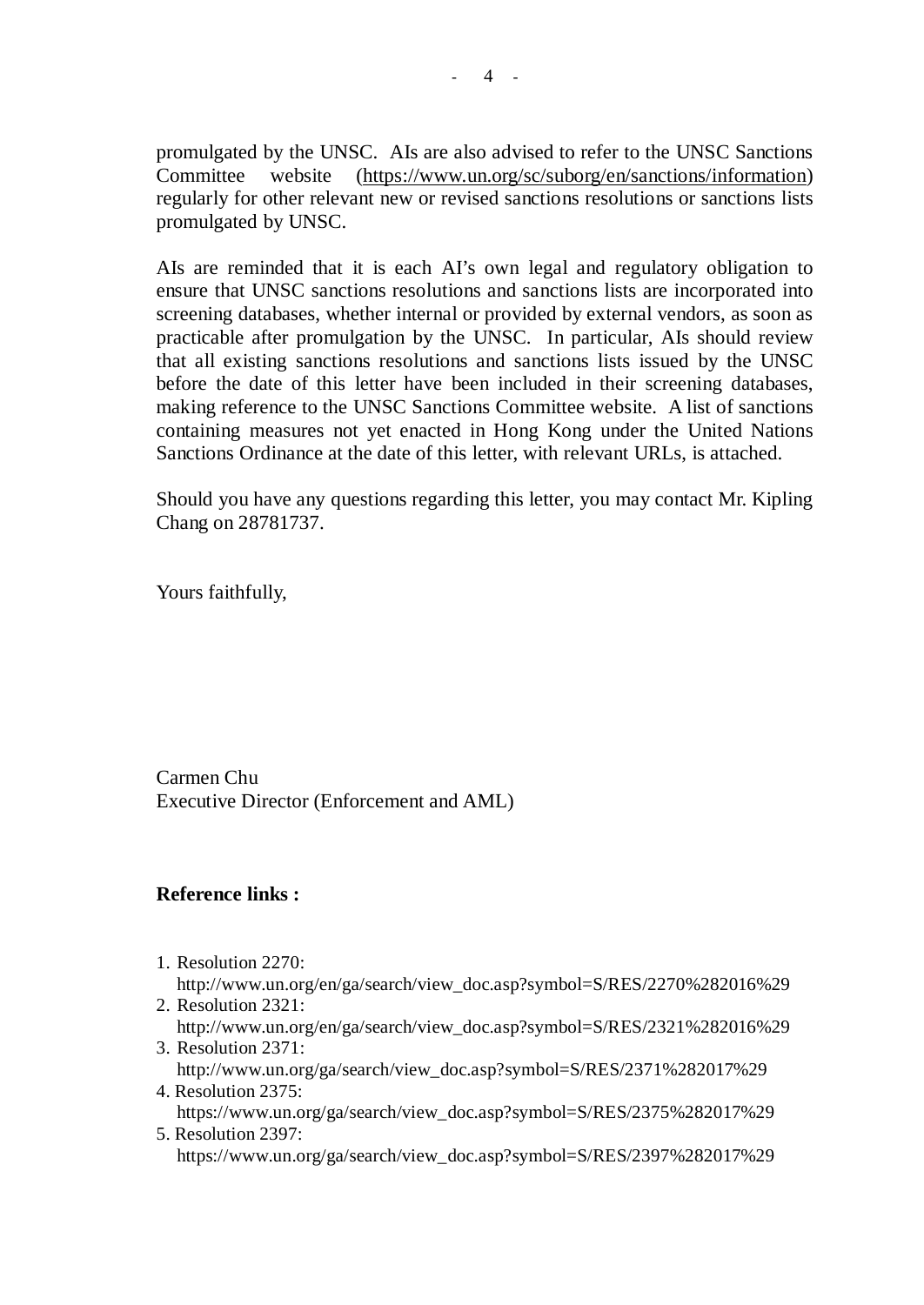promulgated by the UNSC. AIs are also advised to refer to the UNSC Sanctions Committee website (https://www.un.org/sc/suborg/en/sanctions/information) regularly for other relevant new or revised sanctions resolutions or sanctions lists promulgated by UNSC.

AIs are reminded that it is each AI's own legal and regulatory obligation to ensure that UNSC sanctions resolutions and sanctions lists are incorporated into screening databases, whether internal or provided by external vendors, as soon as practicable after promulgation by the UNSC. In particular, AIs should review that all existing sanctions resolutions and sanctions lists issued by the UNSC before the date of this letter have been included in their screening databases, making reference to the UNSC Sanctions Committee website. A list of sanctions containing measures not yet enacted in Hong Kong under the United Nations Sanctions Ordinance at the date of this letter, with relevant URLs, is attached.

Should you have any questions regarding this letter, you may contact Mr. Kipling Chang on 28781737.

Yours faithfully,

Carmen Chu
Executive Director (Enforcement and AML)

**Reference links :**

1. Resolution 2270:
   http://www.un.org/en/ga/search/view_doc.asp?symbol=S/RES/2270%282016%29
2. Resolution 2321:
   http://www.un.org/en/ga/search/view_doc.asp?symbol=S/RES/2321%282016%29
3. Resolution 2371:
   http://www.un.org/ga/search/view_doc.asp?symbol=S/RES/2371%282017%29
4. Resolution 2375:
   https://www.un.org/ga/search/view_doc.asp?symbol=S/RES/2375%282017%29
5. Resolution 2397:
   https://www.un.org/ga/search/view_doc.asp?symbol=S/RES/2397%282017%29